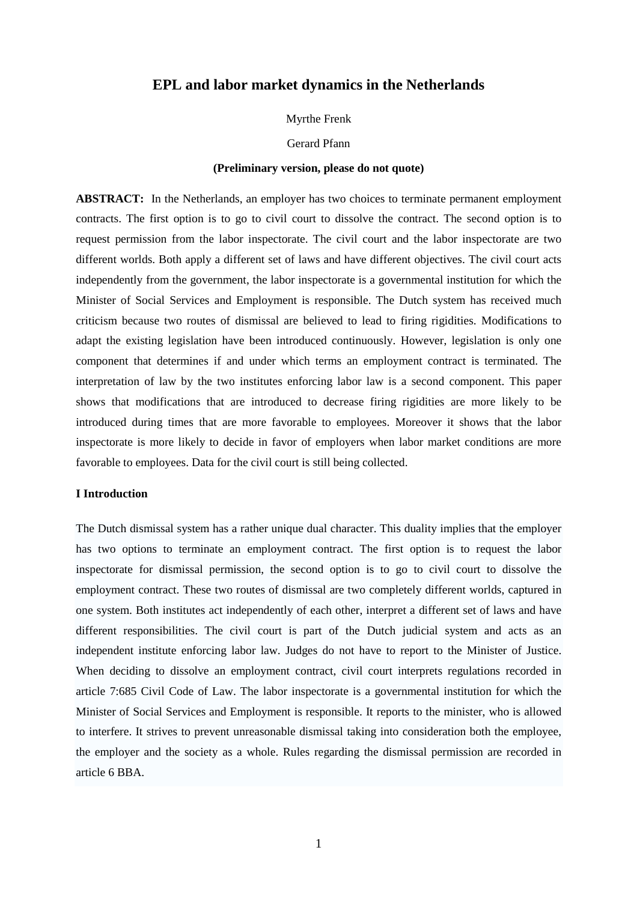# EPL and labor market dynamics in the Netherlands

Myrthe Frenk

Gerard Pfann

**(Preliminary version, please do not quote)**

**ABSTRACT:** In the Netherlands, an employer has two choices to terminate permanent employment contracts. The first option is to go to civil court to dissolve the contract. The second option is to request permission from the labor inspectorate. The civil court and the labor inspectorate are two different worlds. Both apply a different set of laws and have different objectives. The civil court acts independently from the government, the labor inspectorate is a governmental institution for which the Minister of Social Services and Employment is responsible. The Dutch system has received much criticism because two routes of dismissal are believed to lead to firing rigidities. Modifications to adapt the existing legislation have been introduced continuously. However, legislation is only one component that determines if and under which terms an employment contract is terminated. The interpretation of law by the two institutes enforcing labor law is a second component. This paper shows that modifications that are introduced to decrease firing rigidities are more likely to be introduced during times that are more favorable to employees. Moreover it shows that the labor inspectorate is more likely to decide in favor of employers when labor market conditions are more favorable to employees. Data for the civil court is still being collected.

## I Introduction

The Dutch dismissal system has a rather unique dual character. This duality implies that the employer has two options to terminate an employment contract. The first option is to request the labor inspectorate for dismissal permission, the second option is to go to civil court to dissolve the employment contract. These two routes of dismissal are two completely different worlds, captured in one system. Both institutes act independently of each other, interpret a different set of laws and have different responsibilities. The civil court is part of the Dutch judicial system and acts as an independent institute enforcing labor law. Judges do not have to report to the Minister of Justice. When deciding to dissolve an employment contract, civil court interprets regulations recorded in article 7:685 Civil Code of Law. The labor inspectorate is a governmental institution for which the Minister of Social Services and Employment is responsible. It reports to the minister, who is allowed to interfere. It strives to prevent unreasonable dismissal taking into consideration both the employee, the employer and the society as a whole. Rules regarding the dismissal permission are recorded in article 6 BBA.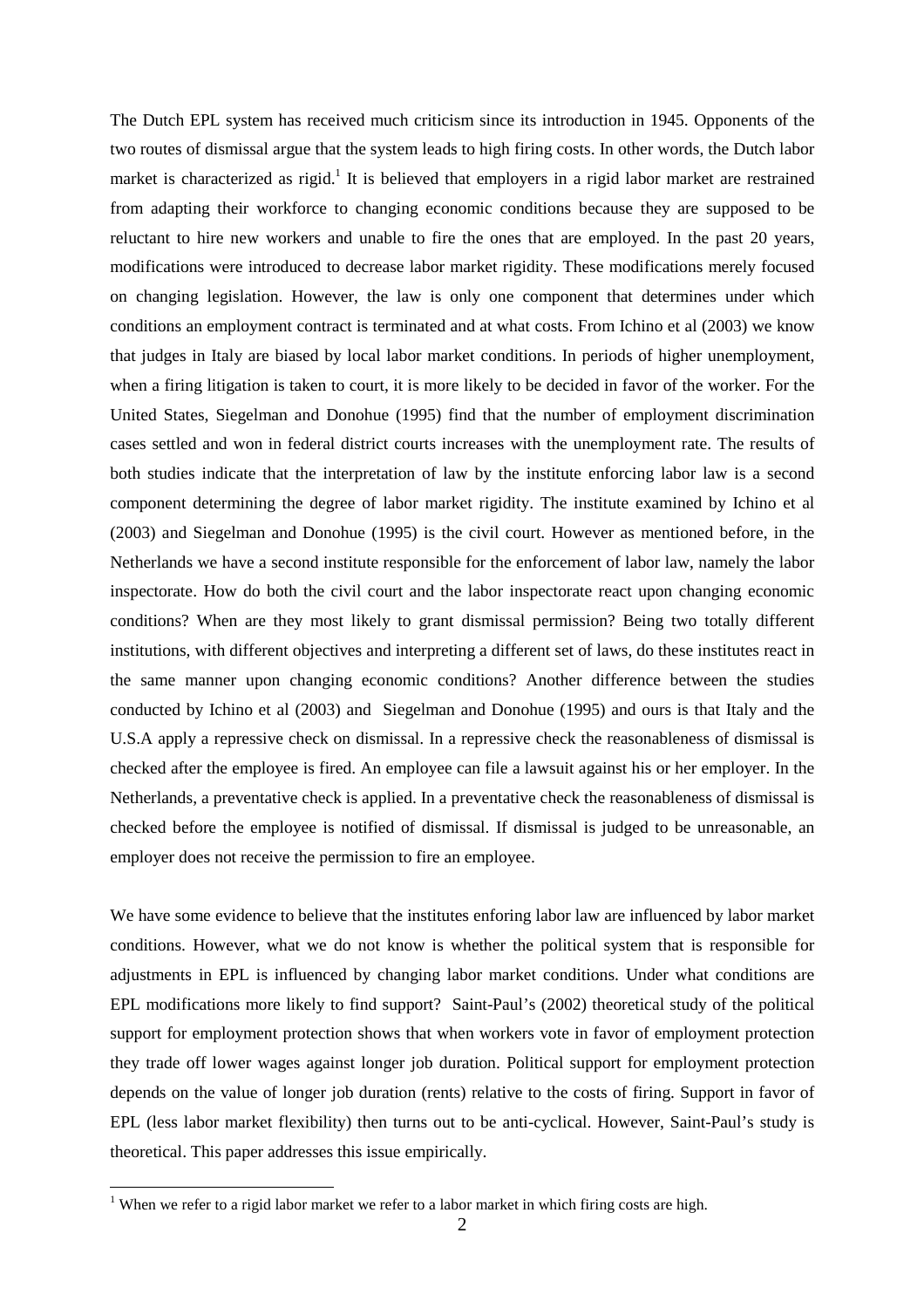The Dutch EPL system has received much criticism since its introduction in 1945. Opponents of the two routes of dismissal argue that the system leads to high firing costs. In other words, the Dutch labor market is characterized as rigid.[1] It is believed that employers in a rigid labor market are restrained from adapting their workforce to changing economic conditions because they are supposed to be reluctant to hire new workers and unable to fire the ones that are employed. In the past 20 years, modifications were introduced to decrease labor market rigidity. These modifications merely focused on changing legislation. However, the law is only one component that determines under which conditions an employment contract is terminated and at what costs. From Ichino et al (2003) we know that judges in Italy are biased by local labor market conditions. In periods of higher unemployment, when a firing litigation is taken to court, it is more likely to be decided in favor of the worker. For the United States, Siegelman and Donohue (1995) find that the number of employment discrimination cases settled and won in federal district courts increases with the unemployment rate. The results of both studies indicate that the interpretation of law by the institute enforcing labor law is a second component determining the degree of labor market rigidity. The institute examined by Ichino et al (2003) and Siegelman and Donohue (1995) is the civil court. However as mentioned before, in the Netherlands we have a second institute responsible for the enforcement of labor law, namely the labor inspectorate. How do both the civil court and the labor inspectorate react upon changing economic conditions? When are they most likely to grant dismissal permission? Being two totally different institutions, with different objectives and interpreting a different set of laws, do these institutes react in the same manner upon changing economic conditions? Another difference between the studies conducted by Ichino et al (2003) and Siegelman and Donohue (1995) and ours is that Italy and the U.S.A apply a repressive check on dismissal. In a repressive check the reasonableness of dismissal is checked after the employee is fired. An employee can file a lawsuit against his or her employer. In the Netherlands, a preventative check is applied. In a preventative check the reasonableness of dismissal is checked before the employee is notified of dismissal. If dismissal is judged to be unreasonable, an employer does not receive the permission to fire an employee.

We have some evidence to believe that the institutes enforing labor law are influenced by labor market conditions. However, what we do not know is whether the political system that is responsible for adjustments in EPL is influenced by changing labor market conditions. Under what conditions are EPL modifications more likely to find support? Saint-Paul's (2002) theoretical study of the political support for employment protection shows that when workers vote in favor of employment protection they trade off lower wages against longer job duration. Political support for employment protection depends on the value of longer job duration (rents) relative to the costs of firing. Support in favor of EPL (less labor market flexibility) then turns out to be anti-cyclical. However, Saint-Paul's study is theoretical. This paper addresses this issue empirically.

[1] When we refer to a rigid labor market we refer to a labor market in which firing costs are high.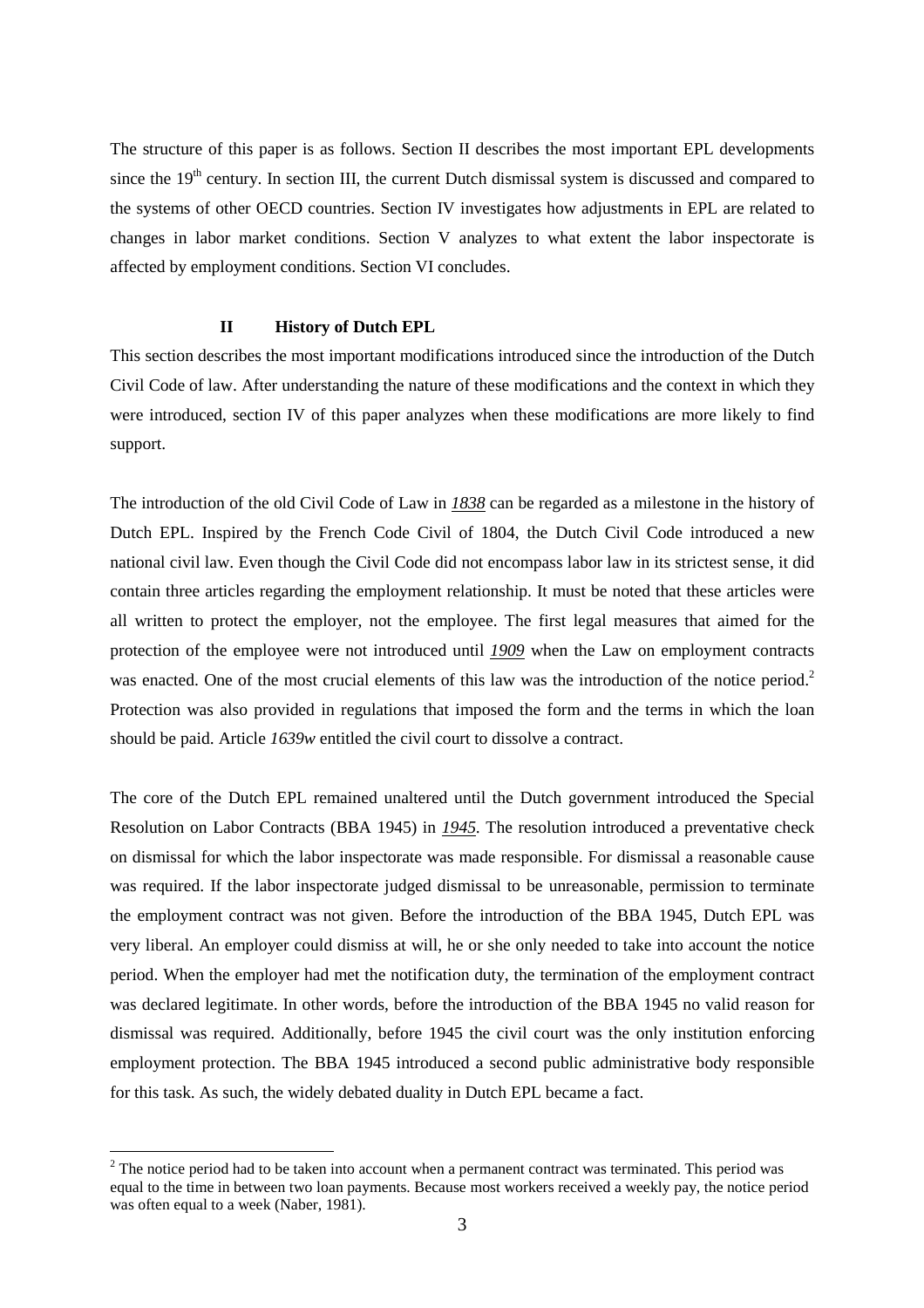The structure of this paper is as follows. Section II describes the most important EPL developments since the 19th century. In section III, the current Dutch dismissal system is discussed and compared to the systems of other OECD countries. Section IV investigates how adjustments in EPL are related to changes in labor market conditions. Section V analyzes to what extent the labor inspectorate is affected by employment conditions. Section VI concludes.

## II History of Dutch EPL

This section describes the most important modifications introduced since the introduction of the Dutch Civil Code of law. After understanding the nature of these modifications and the context in which they were introduced, section IV of this paper analyzes when these modifications are more likely to find support.

The introduction of the old Civil Code of Law in ***1838*** can be regarded as a milestone in the history of Dutch EPL. Inspired by the French Code Civil of 1804, the Dutch Civil Code introduced a new national civil law. Even though the Civil Code did not encompass labor law in its strictest sense, it did contain three articles regarding the employment relationship. It must be noted that these articles were all written to protect the employer, not the employee. The first legal measures that aimed for the protection of the employee were not introduced until ***1909*** when the Law on employment contracts was enacted. One of the most crucial elements of this law was the introduction of the notice period.[2] Protection was also provided in regulations that imposed the form and the terms in which the loan should be paid. Article *1639w* entitled the civil court to dissolve a contract.

The core of the Dutch EPL remained unaltered until the Dutch government introduced the Special Resolution on Labor Contracts (BBA 1945) in ***1945***. The resolution introduced a preventative check on dismissal for which the labor inspectorate was made responsible. For dismissal a reasonable cause was required. If the labor inspectorate judged dismissal to be unreasonable, permission to terminate the employment contract was not given. Before the introduction of the BBA 1945, Dutch EPL was very liberal. An employer could dismiss at will, he or she only needed to take into account the notice period. When the employer had met the notification duty, the termination of the employment contract was declared legitimate. In other words, before the introduction of the BBA 1945 no valid reason for dismissal was required. Additionally, before 1945 the civil court was the only institution enforcing employment protection. The BBA 1945 introduced a second public administrative body responsible for this task. As such, the widely debated duality in Dutch EPL became a fact.

[2] The notice period had to be taken into account when a permanent contract was terminated. This period was equal to the time in between two loan payments. Because most workers received a weekly pay, the notice period was often equal to a week (Naber, 1981).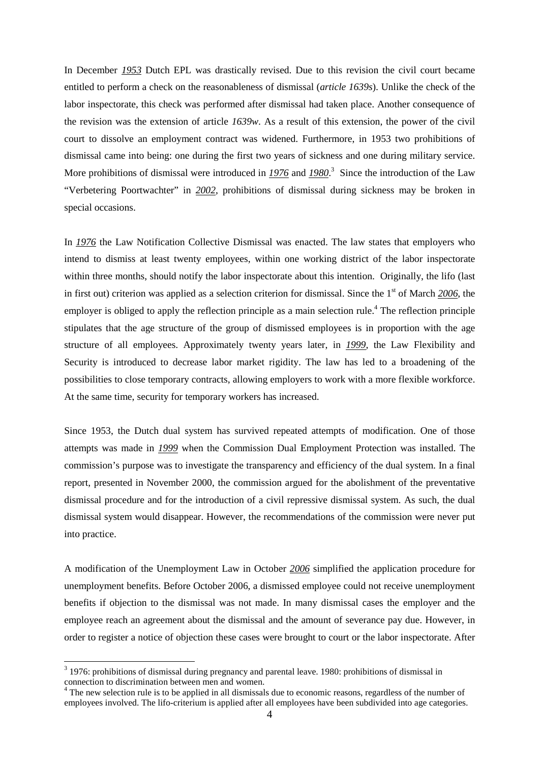In December *1953* Dutch EPL was drastically revised. Due to this revision the civil court became entitled to perform a check on the reasonableness of dismissal (*article 1639s*). Unlike the check of the labor inspectorate, this check was performed after dismissal had taken place. Another consequence of the revision was the extension of article *1639w*. As a result of this extension, the power of the civil court to dissolve an employment contract was widened. Furthermore, in 1953 two prohibitions of dismissal came into being: one during the first two years of sickness and one during military service. More prohibitions of dismissal were introduced in *1976* and *1980*.[3] Since the introduction of the Law "Verbetering Poortwachter" in *2002*, prohibitions of dismissal during sickness may be broken in special occasions.

In *1976* the Law Notification Collective Dismissal was enacted. The law states that employers who intend to dismiss at least twenty employees, within one working district of the labor inspectorate within three months, should notify the labor inspectorate about this intention. Originally, the lifo (last in first out) criterion was applied as a selection criterion for dismissal. Since the 1st of March *2006*, the employer is obliged to apply the reflection principle as a main selection rule.[4] The reflection principle stipulates that the age structure of the group of dismissed employees is in proportion with the age structure of all employees. Approximately twenty years later, in *1999*, the Law Flexibility and Security is introduced to decrease labor market rigidity. The law has led to a broadening of the possibilities to close temporary contracts, allowing employers to work with a more flexible workforce. At the same time, security for temporary workers has increased.

Since 1953, the Dutch dual system has survived repeated attempts of modification. One of those attempts was made in *1999* when the Commission Dual Employment Protection was installed. The commission's purpose was to investigate the transparency and efficiency of the dual system. In a final report, presented in November 2000, the commission argued for the abolishment of the preventative dismissal procedure and for the introduction of a civil repressive dismissal system. As such, the dual dismissal system would disappear. However, the recommendations of the commission were never put into practice.

A modification of the Unemployment Law in October *2006* simplified the application procedure for unemployment benefits. Before October 2006, a dismissed employee could not receive unemployment benefits if objection to the dismissal was not made. In many dismissal cases the employer and the employee reach an agreement about the dismissal and the amount of severance pay due. However, in order to register a notice of objection these cases were brought to court or the labor inspectorate. After

---

[3] 1976: prohibitions of dismissal during pregnancy and parental leave. 1980: prohibitions of dismissal in connection to discrimination between men and women.

[4] The new selection rule is to be applied in all dismissals due to economic reasons, regardless of the number of employees involved. The lifo-criterium is applied after all employees have been subdivided into age categories.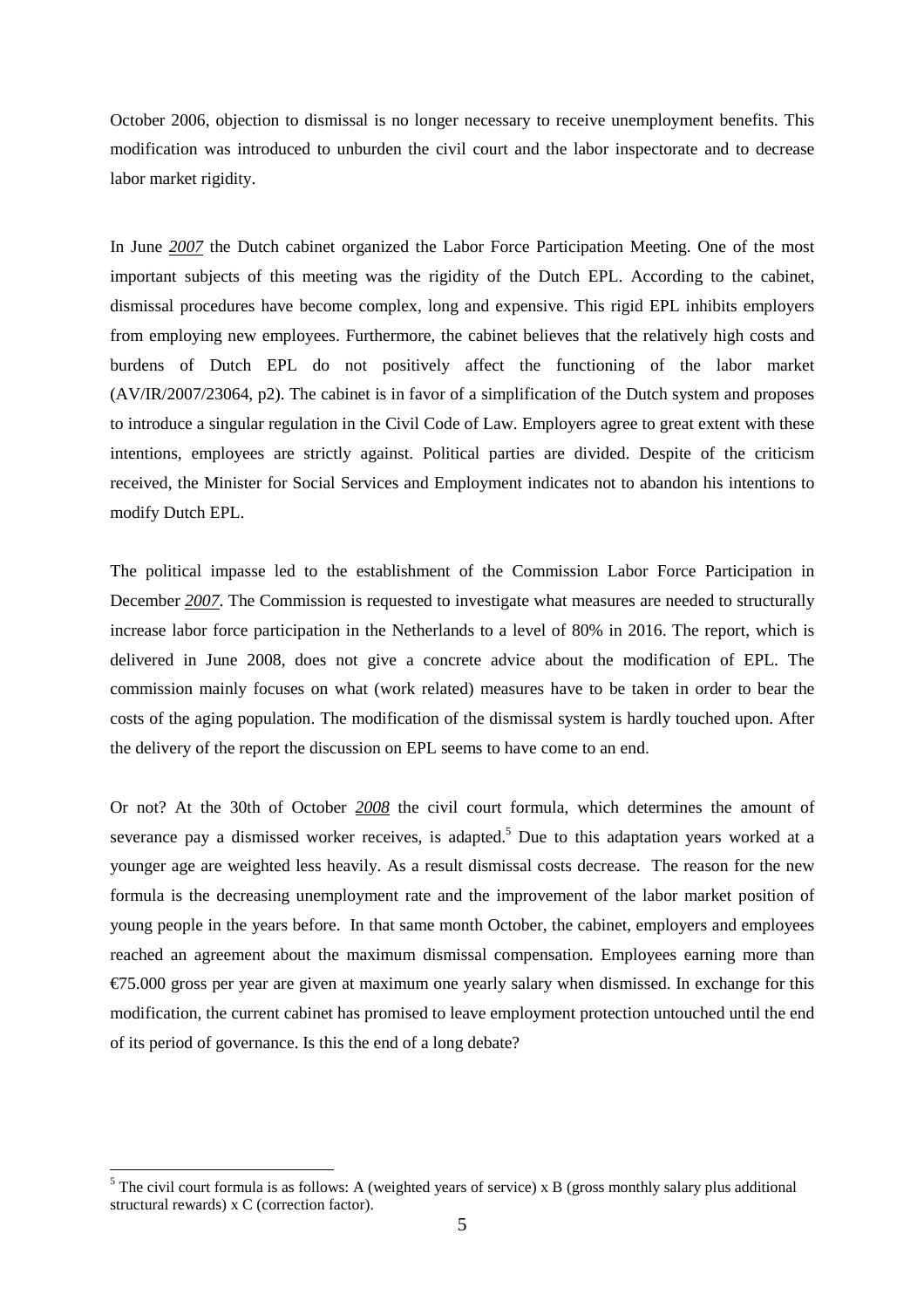October 2006, objection to dismissal is no longer necessary to receive unemployment benefits. This modification was introduced to unburden the civil court and the labor inspectorate and to decrease labor market rigidity.

In June ***2007*** the Dutch cabinet organized the Labor Force Participation Meeting. One of the most important subjects of this meeting was the rigidity of the Dutch EPL. According to the cabinet, dismissal procedures have become complex, long and expensive. This rigid EPL inhibits employers from employing new employees. Furthermore, the cabinet believes that the relatively high costs and burdens of Dutch EPL do not positively affect the functioning of the labor market (AV/IR/2007/23064, p2). The cabinet is in favor of a simplification of the Dutch system and proposes to introduce a singular regulation in the Civil Code of Law. Employers agree to great extent with these intentions, employees are strictly against. Political parties are divided. Despite of the criticism received, the Minister for Social Services and Employment indicates not to abandon his intentions to modify Dutch EPL.

The political impasse led to the establishment of the Commission Labor Force Participation in December ***2007***. The Commission is requested to investigate what measures are needed to structurally increase labor force participation in the Netherlands to a level of 80% in 2016. The report, which is delivered in June 2008, does not give a concrete advice about the modification of EPL. The commission mainly focuses on what (work related) measures have to be taken in order to bear the costs of the aging population. The modification of the dismissal system is hardly touched upon. After the delivery of the report the discussion on EPL seems to have come to an end.

Or not? At the 30th of October ***2008*** the civil court formula, which determines the amount of severance pay a dismissed worker receives, is adapted.[5] Due to this adaptation years worked at a younger age are weighted less heavily. As a result dismissal costs decrease. The reason for the new formula is the decreasing unemployment rate and the improvement of the labor market position of young people in the years before. In that same month October, the cabinet, employers and employees reached an agreement about the maximum dismissal compensation. Employees earning more than €75.000 gross per year are given at maximum one yearly salary when dismissed. In exchange for this modification, the current cabinet has promised to leave employment protection untouched until the end of its period of governance. Is this the end of a long debate?

[5] The civil court formula is as follows: A (weighted years of service) x B (gross monthly salary plus additional structural rewards) x C (correction factor).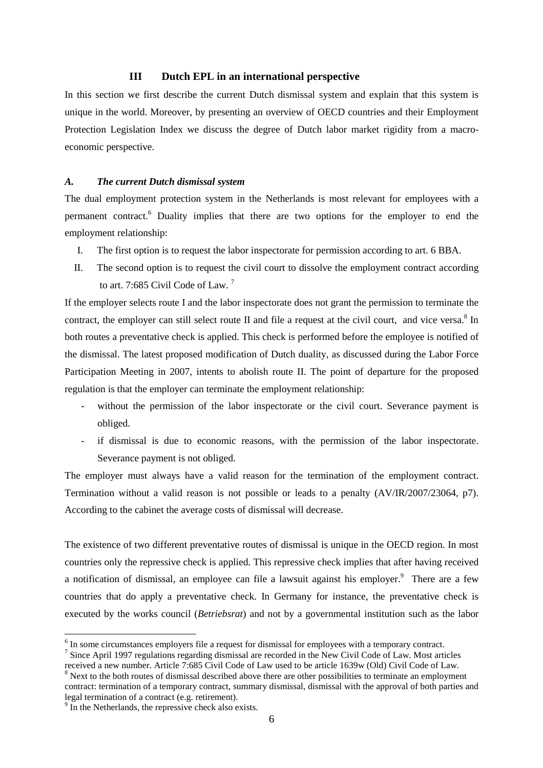## III Dutch EPL in an international perspective

In this section we first describe the current Dutch dismissal system and explain that this system is unique in the world. Moreover, by presenting an overview of OECD countries and their Employment Protection Legislation Index we discuss the degree of Dutch labor market rigidity from a macro-economic perspective.

### *A. The current Dutch dismissal system*

The dual employment protection system in the Netherlands is most relevant for employees with a permanent contract.[6] Duality implies that there are two options for the employer to end the employment relationship:

I. The first option is to request the labor inspectorate for permission according to art. 6 BBA.

II. The second option is to request the civil court to dissolve the employment contract according to art. 7:685 Civil Code of Law. [7]

If the employer selects route I and the labor inspectorate does not grant the permission to terminate the contract, the employer can still select route II and file a request at the civil court, and vice versa.[8] In both routes a preventative check is applied. This check is performed before the employee is notified of the dismissal. The latest proposed modification of Dutch duality, as discussed during the Labor Force Participation Meeting in 2007, intents to abolish route II. The point of departure for the proposed regulation is that the employer can terminate the employment relationship:

- without the permission of the labor inspectorate or the civil court. Severance payment is obliged.
- if dismissal is due to economic reasons, with the permission of the labor inspectorate. Severance payment is not obliged.

The employer must always have a valid reason for the termination of the employment contract. Termination without a valid reason is not possible or leads to a penalty (AV/IR/2007/23064, p7). According to the cabinet the average costs of dismissal will decrease.

The existence of two different preventative routes of dismissal is unique in the OECD region. In most countries only the repressive check is applied. This repressive check implies that after having received a notification of dismissal, an employee can file a lawsuit against his employer.[9] There are a few countries that do apply a preventative check. In Germany for instance, the preventative check is executed by the works council (*Betriebsrat*) and not by a governmental institution such as the labor

---

[6] In some circumstances employers file a request for dismissal for employees with a temporary contract.

[7] Since April 1997 regulations regarding dismissal are recorded in the New Civil Code of Law. Most articles received a new number. Article 7:685 Civil Code of Law used to be article 1639w (Old) Civil Code of Law.

[8] Next to the both routes of dismissal described above there are other possibilities to terminate an employment contract: termination of a temporary contract, summary dismissal, dismissal with the approval of both parties and legal termination of a contract (e.g. retirement).

[9] In the Netherlands, the repressive check also exists.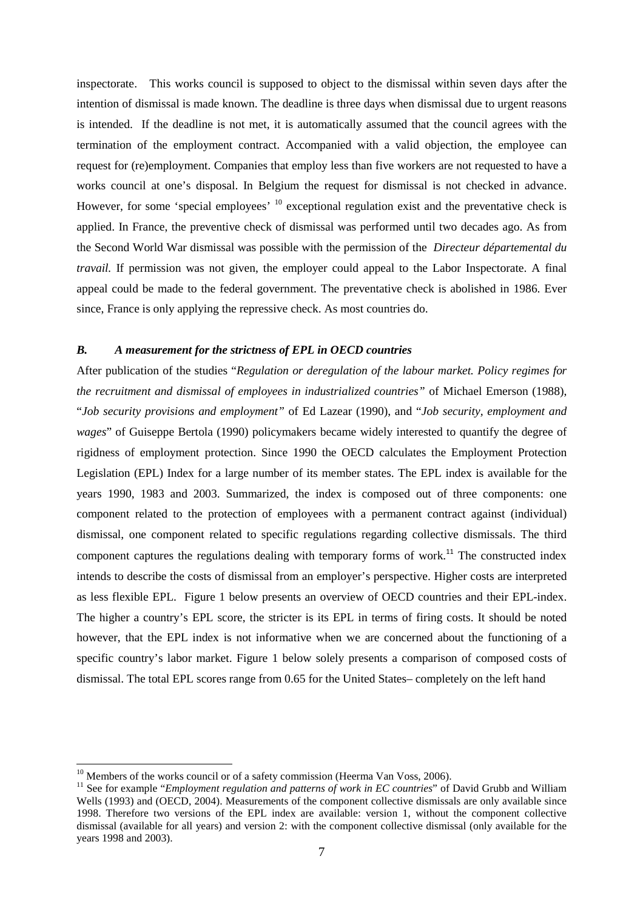inspectorate. This works council is supposed to object to the dismissal within seven days after the intention of dismissal is made known. The deadline is three days when dismissal due to urgent reasons is intended. If the deadline is not met, it is automatically assumed that the council agrees with the termination of the employment contract. Accompanied with a valid objection, the employee can request for (re)employment. Companies that employ less than five workers are not requested to have a works council at one's disposal. In Belgium the request for dismissal is not checked in advance. However, for some 'special employees' [10] exceptional regulation exist and the preventative check is applied. In France, the preventive check of dismissal was performed until two decades ago. As from the Second World War dismissal was possible with the permission of the *Directeur départemental du travail.* If permission was not given, the employer could appeal to the Labor Inspectorate. A final appeal could be made to the federal government. The preventative check is abolished in 1986. Ever since, France is only applying the repressive check. As most countries do.

### *B. A measurement for the strictness of EPL in OECD countries*

After publication of the studies "*Regulation or deregulation of the labour market. Policy regimes for the recruitment and dismissal of employees in industrialized countries"* of Michael Emerson (1988), "*Job security provisions and employment"* of Ed Lazear (1990), and "*Job security, employment and wages*" of Guiseppe Bertola (1990) policymakers became widely interested to quantify the degree of rigidness of employment protection. Since 1990 the OECD calculates the Employment Protection Legislation (EPL) Index for a large number of its member states. The EPL index is available for the years 1990, 1983 and 2003. Summarized, the index is composed out of three components: one component related to the protection of employees with a permanent contract against (individual) dismissal, one component related to specific regulations regarding collective dismissals. The third component captures the regulations dealing with temporary forms of work.[11] The constructed index intends to describe the costs of dismissal from an employer's perspective. Higher costs are interpreted as less flexible EPL. Figure 1 below presents an overview of OECD countries and their EPL-index. The higher a country's EPL score, the stricter is its EPL in terms of firing costs. It should be noted however, that the EPL index is not informative when we are concerned about the functioning of a specific country's labor market. Figure 1 below solely presents a comparison of composed costs of dismissal. The total EPL scores range from 0.65 for the United States– completely on the left hand

---

[10] Members of the works council or of a safety commission (Heerma Van Voss, 2006).

[11] See for example "*Employment regulation and patterns of work in EC countries*" of David Grubb and William Wells (1993) and (OECD, 2004). Measurements of the component collective dismissals are only available since 1998. Therefore two versions of the EPL index are available: version 1, without the component collective dismissal (available for all years) and version 2: with the component collective dismissal (only available for the years 1998 and 2003).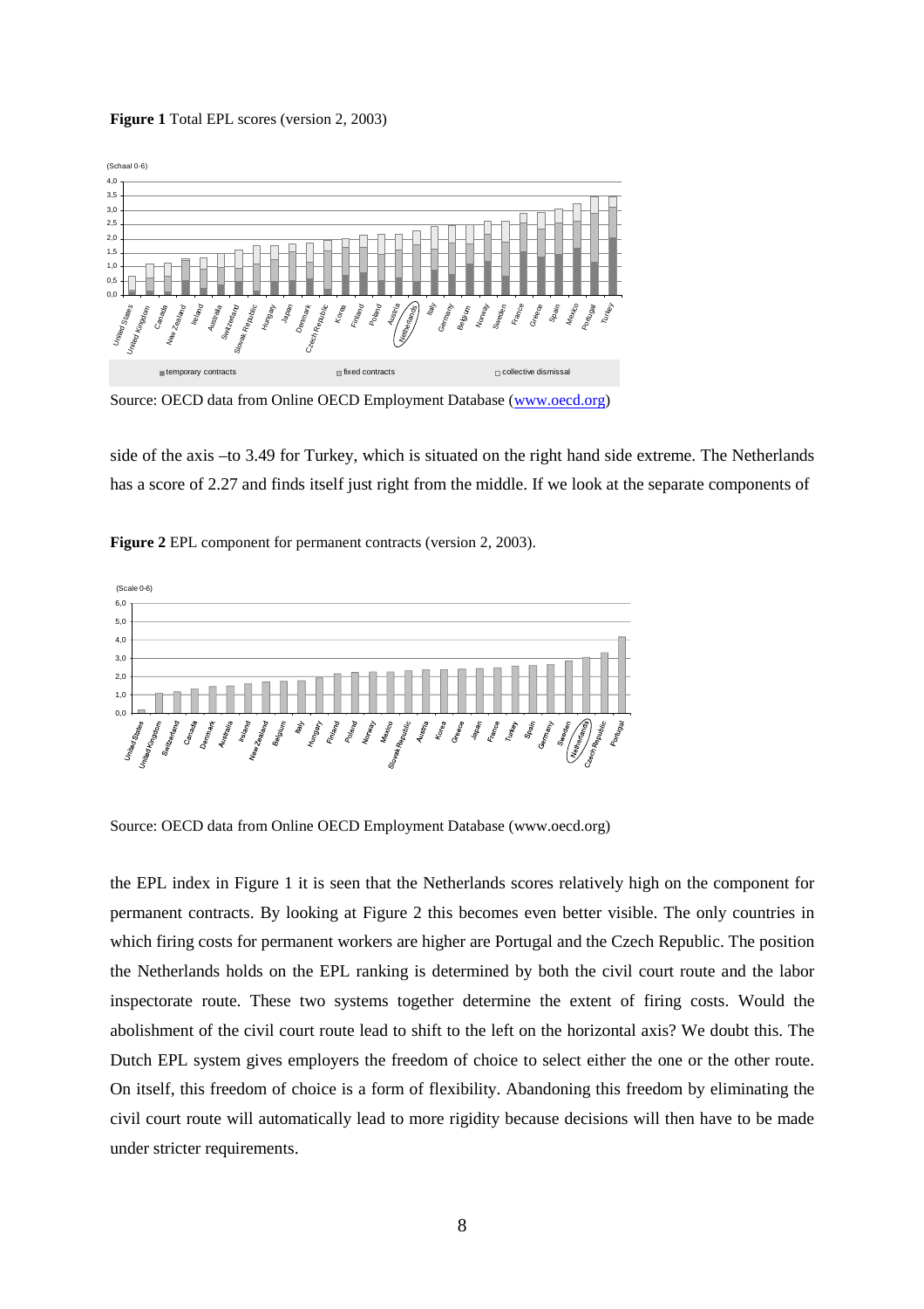**Figure 1** Total EPL scores (version 2, 2003)

Source: OECD data from Online OECD Employment Database (www.oecd.org)

side of the axis –to 3.49 for Turkey, which is situated on the right hand side extreme. The Netherlands has a score of 2.27 and finds itself just right from the middle. If we look at the separate components of

**Figure 2** EPL component for permanent contracts (version 2, 2003).

Source: OECD data from Online OECD Employment Database (www.oecd.org)

the EPL index in Figure 1 it is seen that the Netherlands scores relatively high on the component for permanent contracts. By looking at Figure 2 this becomes even better visible. The only countries in which firing costs for permanent workers are higher are Portugal and the Czech Republic. The position the Netherlands holds on the EPL ranking is determined by both the civil court route and the labor inspectorate route. These two systems together determine the extent of firing costs. Would the abolishment of the civil court route lead to shift to the left on the horizontal axis? We doubt this. The Dutch EPL system gives employers the freedom of choice to select either the one or the other route. On itself, this freedom of choice is a form of flexibility. Abandoning this freedom by eliminating the civil court route will automatically lead to more rigidity because decisions will then have to be made under stricter requirements.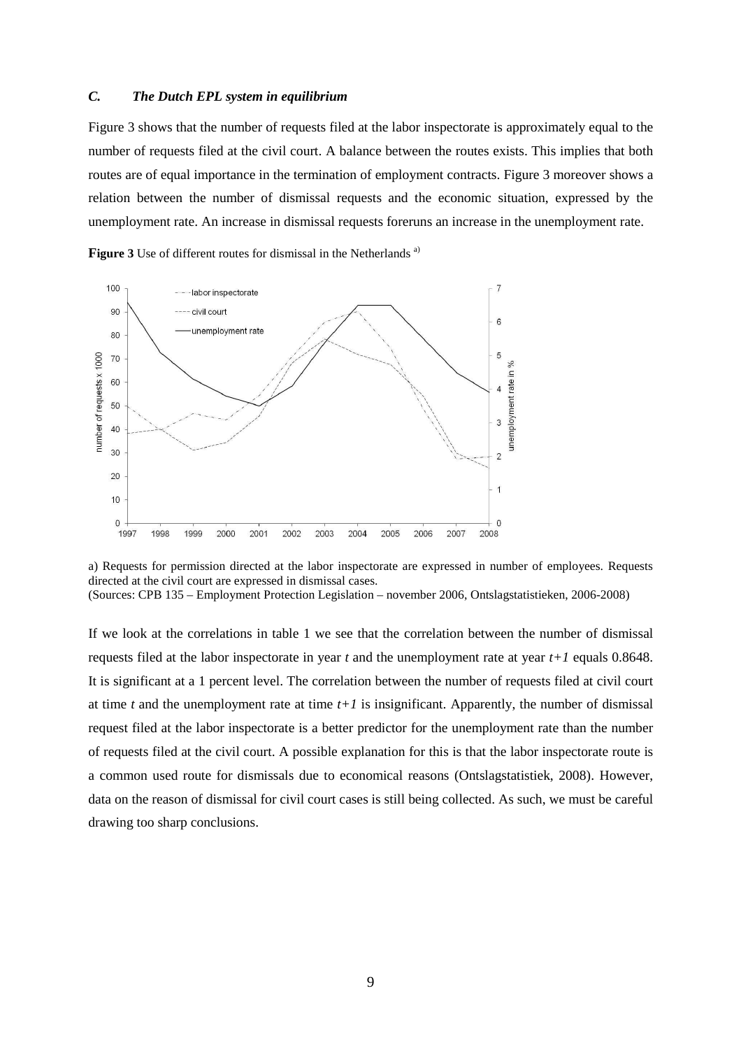### *C. The Dutch EPL system in equilibrium*

Figure 3 shows that the number of requests filed at the labor inspectorate is approximately equal to the number of requests filed at the civil court. A balance between the routes exists. This implies that both routes are of equal importance in the termination of employment contracts. Figure 3 moreover shows a relation between the number of dismissal requests and the economic situation, expressed by the unemployment rate. An increase in dismissal requests foreruns an increase in the unemployment rate.

**Figure 3** Use of different routes for dismissal in the Netherlands [a)]

a) Requests for permission directed at the labor inspectorate are expressed in number of employees. Requests directed at the civil court are expressed in dismissal cases.
(Sources: CPB 135 – Employment Protection Legislation – november 2006, Ontslagstatistieken, 2006-2008)

If we look at the correlations in table 1 we see that the correlation between the number of dismissal requests filed at the labor inspectorate in year *t* and the unemployment rate at year *t+1* equals 0.8648. It is significant at a 1 percent level. The correlation between the number of requests filed at civil court at time *t* and the unemployment rate at time *t+1* is insignificant. Apparently, the number of dismissal request filed at the labor inspectorate is a better predictor for the unemployment rate than the number of requests filed at the civil court. A possible explanation for this is that the labor inspectorate route is a common used route for dismissals due to economical reasons (Ontslagstatistiek, 2008). However, data on the reason of dismissal for civil court cases is still being collected. As such, we must be careful drawing too sharp conclusions.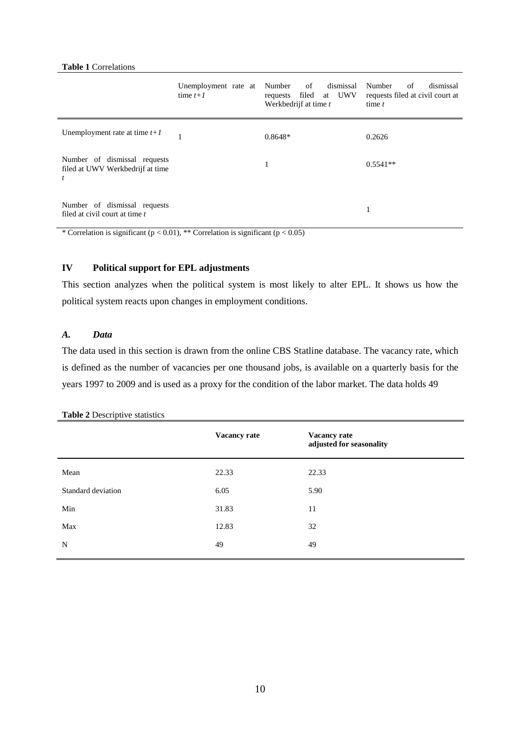**Table 1** Correlations

| | Unemployment rate at time $t+1$ | Number of dismissal requests filed at UWV Werkbedrijf at time $t$ | Number of dismissal requests filed at civil court at time $t$ |
|---|---|---|---|
| Unemployment rate at time $t+1$ | 1 | 0.8648* | 0.2626 |
| Number of dismissal requests filed at UWV Werkbedrijf at time $t$ | | 1 | 0.5541** |
| Number of dismissal requests filed at civil court at time $t$ | | | 1 |

\* Correlation is significant ($p < 0.01$), ** Correlation is significant ($p < 0.05$)

## IV Political support for EPL adjustments

This section analyzes when the political system is most likely to alter EPL. It shows us how the political system reacts upon changes in employment conditions.

### *A. Data*

The data used in this section is drawn from the online CBS Statline database. The vacancy rate, which is defined as the number of vacancies per one thousand jobs, is available on a quarterly basis for the years 1997 to 2009 and is used as a proxy for the condition of the labor market. The data holds 49

**Table 2** Descriptive statistics

| | **Vacancy rate** | **Vacancy rate adjusted for seasonality** |
|---|---|---|
| Mean | 22.33 | 22.33 |
| Standard deviation | 6.05 | 5.90 |
| Min | 31.83 | 11 |
| Max | 12.83 | 32 |
| N | 49 | 49 |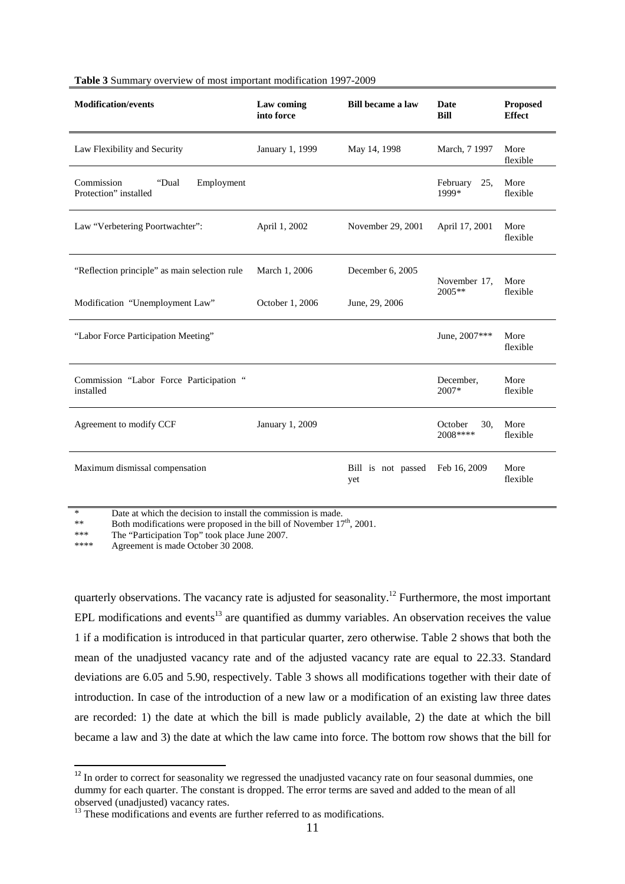**Table 3** Summary overview of most important modification 1997-2009

| Modification/events | Law coming into force | Bill became a law | Date Bill | Proposed Effect |
|---|---|---|---|---|
| Law Flexibility and Security | January 1, 1999 | May 14, 1998 | March, 7 1997 | More flexible |
| Commission "Dual Employment Protection" installed | | | February 25, 1999* | More flexible |
| Law "Verbetering Poortwachter": | April 1, 2002 | November 29, 2001 | April 17, 2001 | More flexible |
| "Reflection principle" as main selection rule | March 1, 2006 | December 6, 2005 | November 17, 2005** | More flexible |
| Modification "Unemployment Law" | October 1, 2006 | June, 29, 2006 | | |
| "Labor Force Participation Meeting" | | | June, 2007*** | More flexible |
| Commission "Labor Force Participation " installed | | | December, 2007* | More flexible |
| Agreement to modify CCF | January 1, 2009 | | October 30, 2008**** | More flexible |
| Maximum dismissal compensation | | Bill is not passed yet | Feb 16, 2009 | More flexible |

\* Date at which the decision to install the commission is made.
\*\* Both modifications were proposed in the bill of November 17th, 2001.
\*\*\* The "Participation Top" took place June 2007.
\*\*\*\* Agreement is made October 30 2008.

quarterly observations. The vacancy rate is adjusted for seasonality.[12] Furthermore, the most important EPL modifications and events[13] are quantified as dummy variables. An observation receives the value 1 if a modification is introduced in that particular quarter, zero otherwise. Table 2 shows that both the mean of the unadjusted vacancy rate and of the adjusted vacancy rate are equal to 22.33. Standard deviations are 6.05 and 5.90, respectively. Table 3 shows all modifications together with their date of introduction. In case of the introduction of a new law or a modification of an existing law three dates are recorded: 1) the date at which the bill is made publicly available, 2) the date at which the bill became a law and 3) the date at which the law came into force. The bottom row shows that the bill for

[12] In order to correct for seasonality we regressed the unadjusted vacancy rate on four seasonal dummies, one dummy for each quarter. The constant is dropped. The error terms are saved and added to the mean of all observed (unadjusted) vacancy rates.

[13] These modifications and events are further referred to as modifications.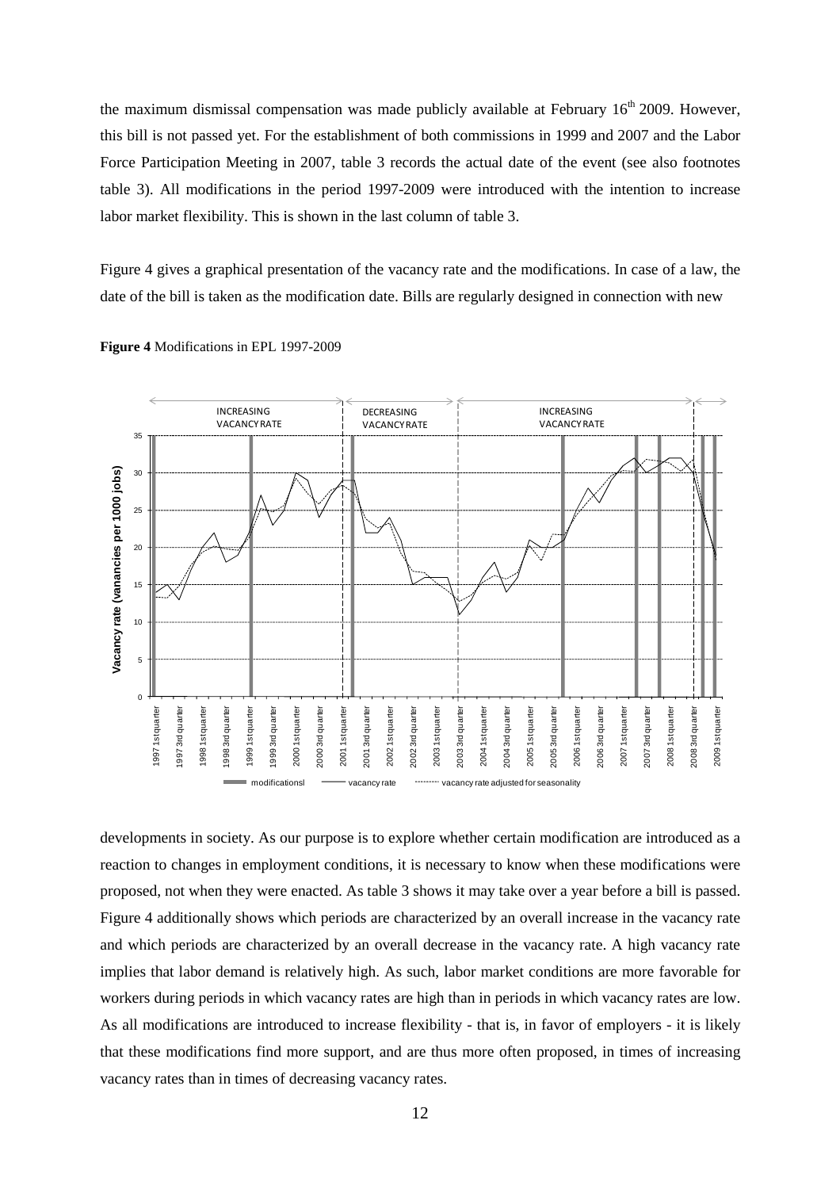the maximum dismissal compensation was made publicly available at February 16th 2009. However, this bill is not passed yet. For the establishment of both commissions in 1999 and 2007 and the Labor Force Participation Meeting in 2007, table 3 records the actual date of the event (see also footnotes table 3). All modifications in the period 1997-2009 were introduced with the intention to increase labor market flexibility. This is shown in the last column of table 3.

Figure 4 gives a graphical presentation of the vacancy rate and the modifications. In case of a law, the date of the bill is taken as the modification date. Bills are regularly designed in connection with new

**Figure 4** Modifications in EPL 1997-2009

developments in society. As our purpose is to explore whether certain modification are introduced as a reaction to changes in employment conditions, it is necessary to know when these modifications were proposed, not when they were enacted. As table 3 shows it may take over a year before a bill is passed. Figure 4 additionally shows which periods are characterized by an overall increase in the vacancy rate and which periods are characterized by an overall decrease in the vacancy rate. A high vacancy rate implies that labor demand is relatively high. As such, labor market conditions are more favorable for workers during periods in which vacancy rates are high than in periods in which vacancy rates are low. As all modifications are introduced to increase flexibility - that is, in favor of employers - it is likely that these modifications find more support, and are thus more often proposed, in times of increasing vacancy rates than in times of decreasing vacancy rates.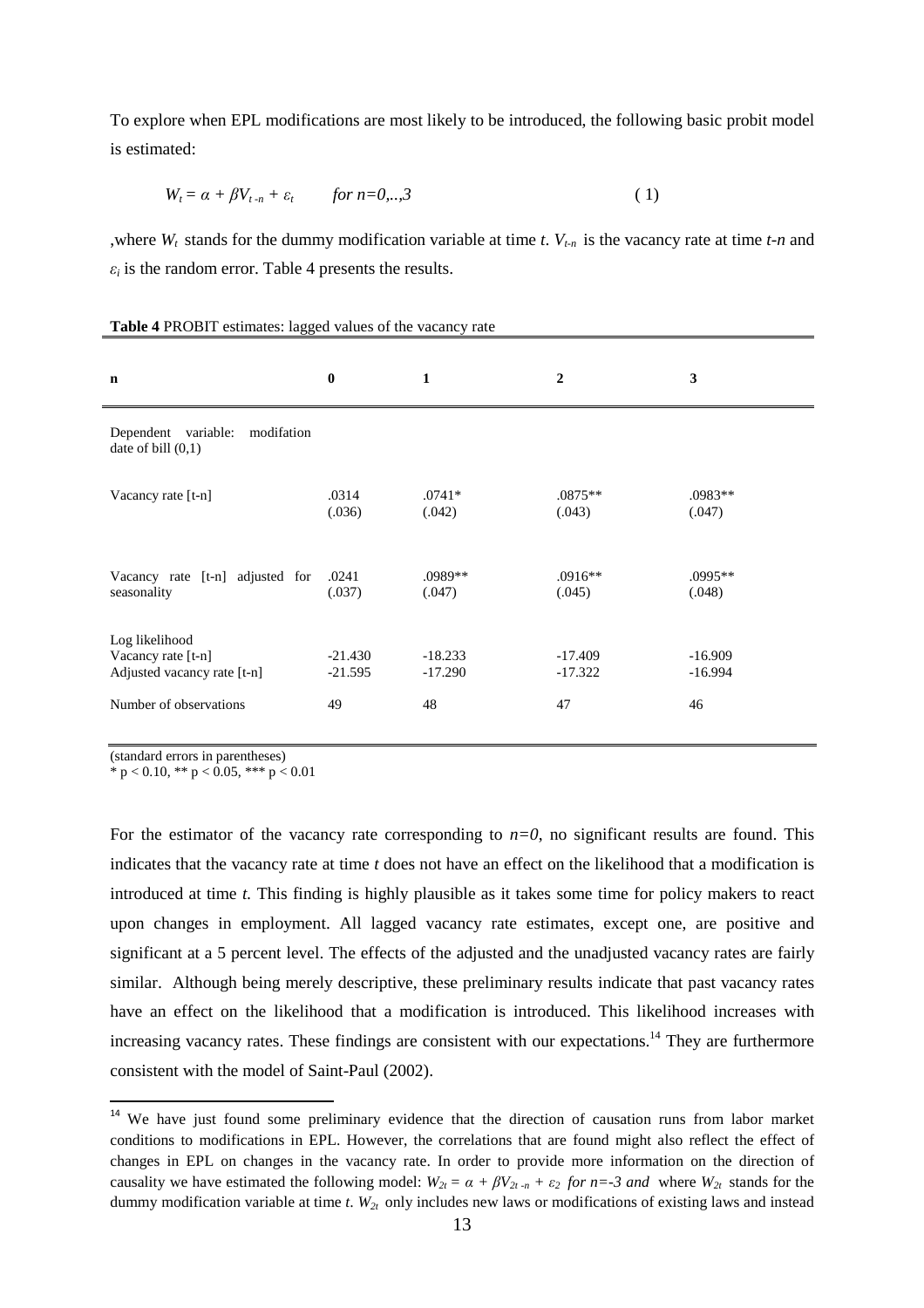To explore when EPL modifications are most likely to be introduced, the following basic probit model is estimated:

$$W_t = \alpha + \beta V_{t-n} + \varepsilon_t \qquad \textit{for } n=0,..,3 \qquad (1)$$

,where $W_t$ stands for the dummy modification variable at time *t*. $V_{t-n}$ is the vacancy rate at time *t-n* and $\varepsilon_i$ is the random error. Table 4 presents the results.

**Table 4** PROBIT estimates: lagged values of the vacancy rate

| **n** | **0** | **1** | **2** | **3** |
|---|---|---|---|---|
| Dependent variable: modifation date of bill (0,1) | | | | |
| Vacancy rate [t-n] | .0314<br>(.036) | .0741*<br>(.042) | .0875**<br>(.043) | .0983**<br>(.047) |
| Vacancy rate [t-n] adjusted for seasonality | .0241<br>(.037) | .0989**<br>(.047) | .0916**<br>(.045) | .0995**<br>(.048) |
| Log likelihood | | | | |
| Vacancy rate [t-n] | -21.430 | -18.233 | -17.409 | -16.909 |
| Adjusted vacancy rate [t-n] | -21.595 | -17.290 | -17.322 | -16.994 |
| Number of observations | 49 | 48 | 47 | 46 |

(standard errors in parentheses)
* $p < 0.10$, ** $p < 0.05$, *** $p < 0.01$

For the estimator of the vacancy rate corresponding to $n=0$, no significant results are found. This indicates that the vacancy rate at time *t* does not have an effect on the likelihood that a modification is introduced at time *t.* This finding is highly plausible as it takes some time for policy makers to react upon changes in employment. All lagged vacancy rate estimates, except one, are positive and significant at a 5 percent level. The effects of the adjusted and the unadjusted vacancy rates are fairly similar. Although being merely descriptive, these preliminary results indicate that past vacancy rates have an effect on the likelihood that a modification is introduced. This likelihood increases with increasing vacancy rates. These findings are consistent with our expectations.[14] They are furthermore consistent with the model of Saint-Paul (2002).

[14] We have just found some preliminary evidence that the direction of causation runs from labor market conditions to modifications in EPL. However, the correlations that are found might also reflect the effect of changes in EPL on changes in the vacancy rate. In order to provide more information on the direction of causality we have estimated the following model: $W_{2t} = \alpha + \beta V_{2t-n} + \varepsilon_2$ *for n=-3 and* where $W_{2t}$ stands for the dummy modification variable at time *t*. $W_{2t}$ only includes new laws or modifications of existing laws and instead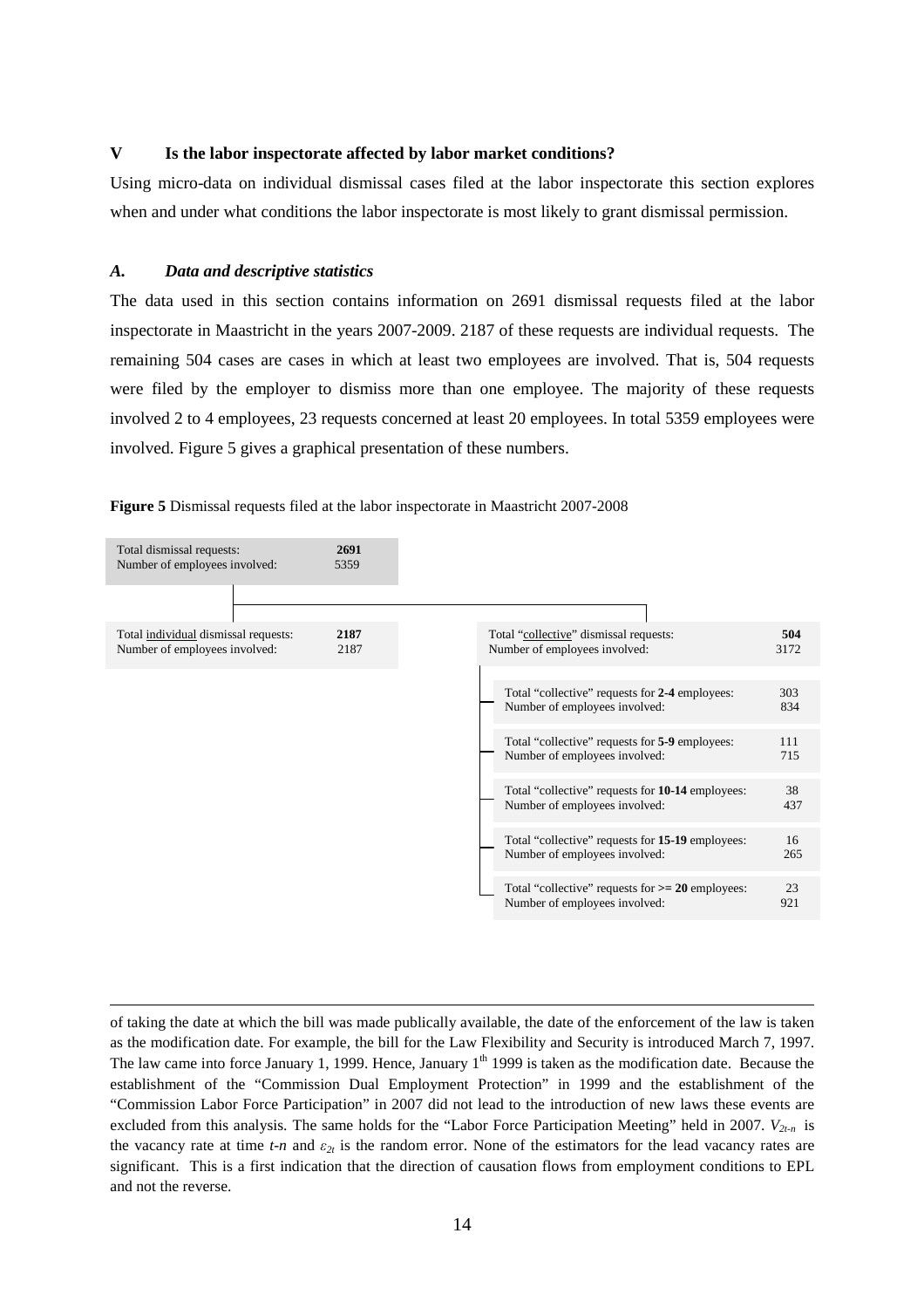## V Is the labor inspectorate affected by labor market conditions?

Using micro-data on individual dismissal cases filed at the labor inspectorate this section explores when and under what conditions the labor inspectorate is most likely to grant dismissal permission.

### *A. Data and descriptive statistics*

The data used in this section contains information on 2691 dismissal requests filed at the labor inspectorate in Maastricht in the years 2007-2009. 2187 of these requests are individual requests. The remaining 504 cases are cases in which at least two employees are involved. That is, 504 requests were filed by the employer to dismiss more than one employee. The majority of these requests involved 2 to 4 employees, 23 requests concerned at least 20 employees. In total 5359 employees were involved. Figure 5 gives a graphical presentation of these numbers.

**Figure 5** Dismissal requests filed at the labor inspectorate in Maastricht 2007-2008

| Category | Requests | Number of employees involved |
|---|---|---|
| Total dismissal requests | **2691** | 5359 |
| Total individual dismissal requests | **2187** | 2187 |
| Total "collective" dismissal requests | **504** | 3172 |
| Total "collective" requests for **2-4** employees | 303 | 834 |
| Total "collective" requests for **5-9** employees | 111 | 715 |
| Total "collective" requests for **10-14** employees | 38 | 437 |
| Total "collective" requests for **15-19** employees | 16 | 265 |
| Total "collective" requests for **>= 20** employees | 23 | 921 |

---

of taking the date at which the bill was made publically available, the date of the enforcement of the law is taken as the modification date. For example, the bill for the Law Flexibility and Security is introduced March 7, 1997. The law came into force January 1, 1999. Hence, January 1[th] 1999 is taken as the modification date. Because the establishment of the "Commission Dual Employment Protection" in 1999 and the establishment of the "Commission Labor Force Participation" in 2007 did not lead to the introduction of new laws these events are excluded from this analysis. The same holds for the "Labor Force Participation Meeting" held in 2007. $V_{2t-n}$ is the vacancy rate at time $t\text{-}n$ and $\varepsilon_{2t}$ is the random error. None of the estimators for the lead vacancy rates are significant. This is a first indication that the direction of causation flows from employment conditions to EPL and not the reverse.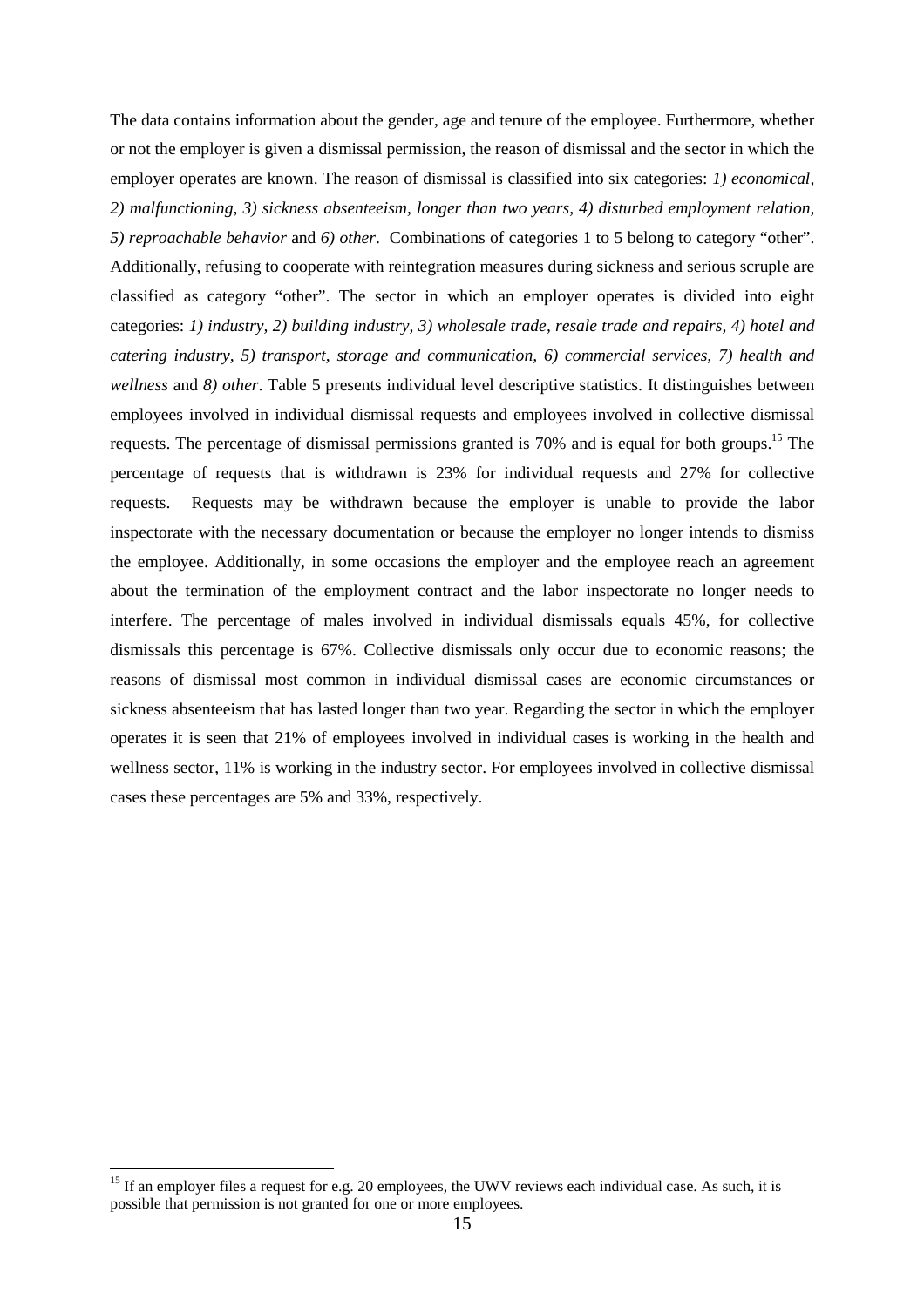The data contains information about the gender, age and tenure of the employee. Furthermore, whether or not the employer is given a dismissal permission, the reason of dismissal and the sector in which the employer operates are known. The reason of dismissal is classified into six categories: *1) economical, 2) malfunctioning, 3) sickness absenteeism, longer than two years, 4) disturbed employment relation, 5) reproachable behavior* and *6) other*. Combinations of categories 1 to 5 belong to category "other". Additionally, refusing to cooperate with reintegration measures during sickness and serious scruple are classified as category "other". The sector in which an employer operates is divided into eight categories: *1) industry, 2) building industry, 3) wholesale trade, resale trade and repairs, 4) hotel and catering industry, 5) transport, storage and communication, 6) commercial services, 7) health and wellness* and *8) other*. Table 5 presents individual level descriptive statistics. It distinguishes between employees involved in individual dismissal requests and employees involved in collective dismissal requests. The percentage of dismissal permissions granted is 70% and is equal for both groups.[15] The percentage of requests that is withdrawn is 23% for individual requests and 27% for collective requests. Requests may be withdrawn because the employer is unable to provide the labor inspectorate with the necessary documentation or because the employer no longer intends to dismiss the employee. Additionally, in some occasions the employer and the employee reach an agreement about the termination of the employment contract and the labor inspectorate no longer needs to interfere. The percentage of males involved in individual dismissals equals 45%, for collective dismissals this percentage is 67%. Collective dismissals only occur due to economic reasons; the reasons of dismissal most common in individual dismissal cases are economic circumstances or sickness absenteeism that has lasted longer than two year. Regarding the sector in which the employer operates it is seen that 21% of employees involved in individual cases is working in the health and wellness sector, 11% is working in the industry sector. For employees involved in collective dismissal cases these percentages are 5% and 33%, respectively.

[15] If an employer files a request for e.g. 20 employees, the UWV reviews each individual case. As such, it is possible that permission is not granted for one or more employees.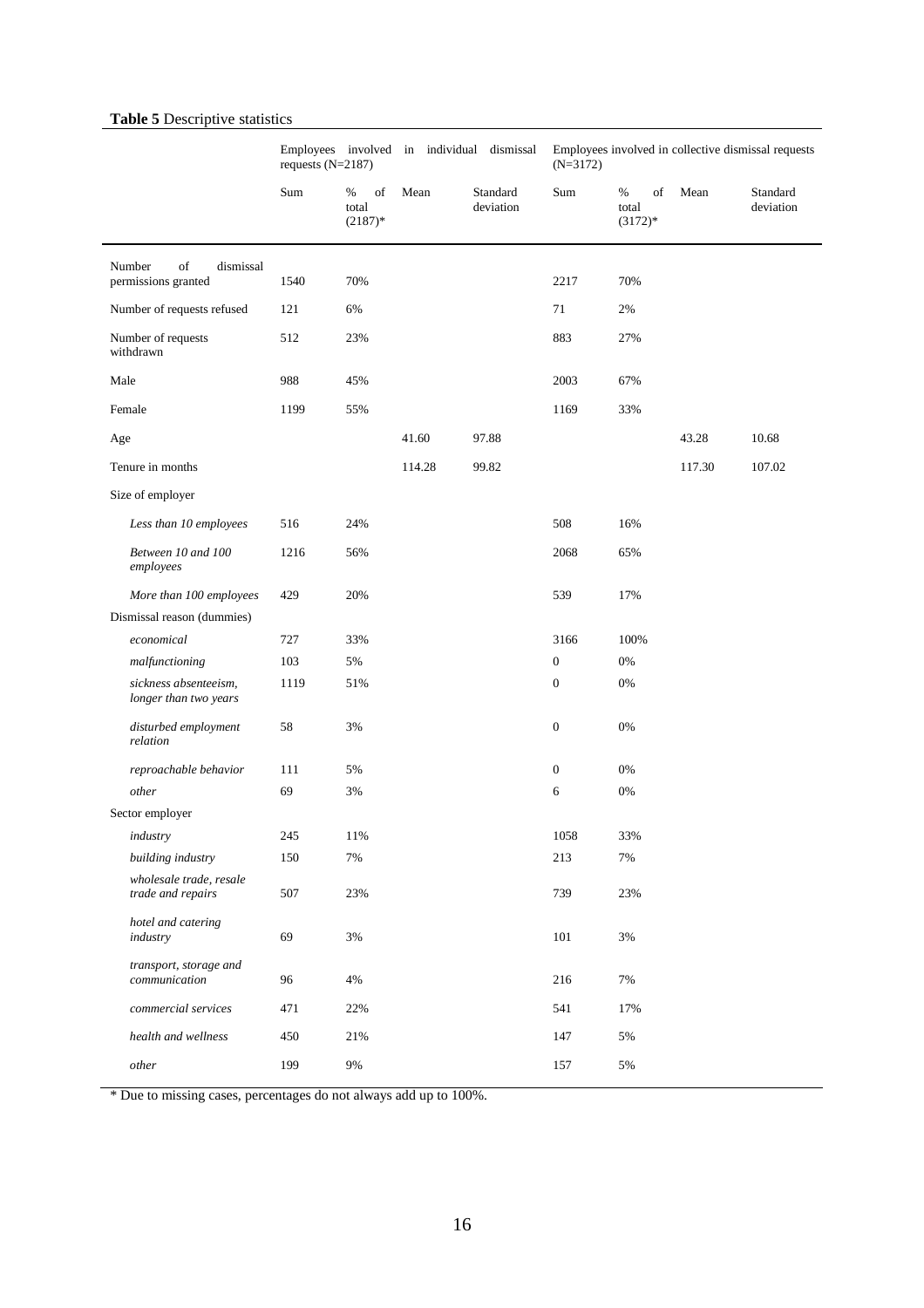**Table 5** Descriptive statistics

| | Employees involved in individual dismissal requests (N=2187) | | | | Employees involved in collective dismissal requests (N=3172) | | | |
|---|---|---|---|---|---|---|---|---|
| | Sum | % of total (2187)* | Mean | Standard deviation | Sum | % of total (3172)* | Mean | Standard deviation |
| Number of dismissal permissions granted | 1540 | 70% | | | 2217 | 70% | | |
| Number of requests refused | 121 | 6% | | | 71 | 2% | | |
| Number of requests withdrawn | 512 | 23% | | | 883 | 27% | | |
| Male | 988 | 45% | | | 2003 | 67% | | |
| Female | 1199 | 55% | | | 1169 | 33% | | |
| Age | | | 41.60 | 97.88 | | | 43.28 | 10.68 |
| Tenure in months | | | 114.28 | 99.82 | | | 117.30 | 107.02 |
| Size of employer | | | | | | | | |
| *Less than 10 employees* | 516 | 24% | | | 508 | 16% | | |
| *Between 10 and 100 employees* | 1216 | 56% | | | 2068 | 65% | | |
| *More than 100 employees* | 429 | 20% | | | 539 | 17% | | |
| Dismissal reason (dummies) | | | | | | | | |
| *economical* | 727 | 33% | | | 3166 | 100% | | |
| *malfunctioning* | 103 | 5% | | | 0 | 0% | | |
| *sickness absenteeism, longer than two years* | 1119 | 51% | | | 0 | 0% | | |
| *disturbed employment relation* | 58 | 3% | | | 0 | 0% | | |
| *reproachable behavior* | 111 | 5% | | | 0 | 0% | | |
| *other* | 69 | 3% | | | 6 | 0% | | |
| Sector employer | | | | | | | | |
| *industry* | 245 | 11% | | | 1058 | 33% | | |
| *building industry* | 150 | 7% | | | 213 | 7% | | |
| *wholesale trade, resale trade and repairs* | 507 | 23% | | | 739 | 23% | | |
| *hotel and catering industry* | 69 | 3% | | | 101 | 3% | | |
| *transport, storage and communication* | 96 | 4% | | | 216 | 7% | | |
| *commercial services* | 471 | 22% | | | 541 | 17% | | |
| *health and wellness* | 450 | 21% | | | 147 | 5% | | |
| *other* | 199 | 9% | | | 157 | 5% | | |

* Due to missing cases, percentages do not always add up to 100%.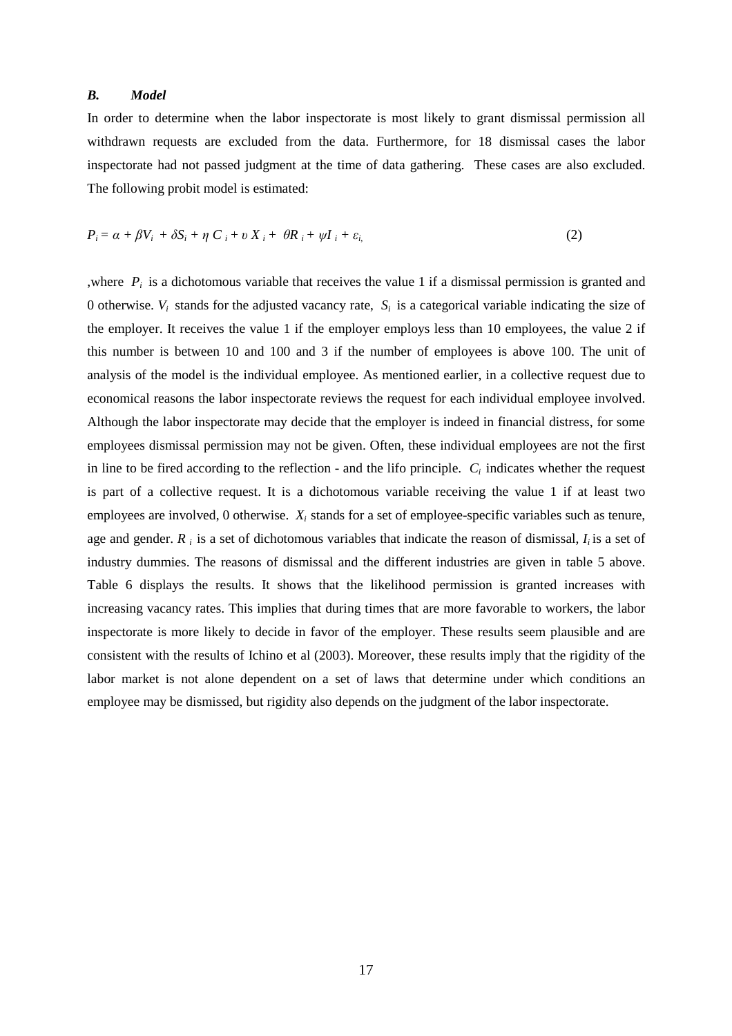### *B. Model*

In order to determine when the labor inspectorate is most likely to grant dismissal permission all withdrawn requests are excluded from the data. Furthermore, for 18 dismissal cases the labor inspectorate had not passed judgment at the time of data gathering. These cases are also excluded. The following probit model is estimated:

$$P_i = \alpha + \beta V_i + \delta S_i + \eta C_i + \upsilon X_i + \theta R_i + \psi I_i + \varepsilon_i, \tag{2}$$

,where $P_i$ is a dichotomous variable that receives the value 1 if a dismissal permission is granted and 0 otherwise. $V_i$ stands for the adjusted vacancy rate, $S_i$ is a categorical variable indicating the size of the employer. It receives the value 1 if the employer employs less than 10 employees, the value 2 if this number is between 10 and 100 and 3 if the number of employees is above 100. The unit of analysis of the model is the individual employee. As mentioned earlier, in a collective request due to economical reasons the labor inspectorate reviews the request for each individual employee involved. Although the labor inspectorate may decide that the employer is indeed in financial distress, for some employees dismissal permission may not be given. Often, these individual employees are not the first in line to be fired according to the reflection - and the lifo principle. $C_i$ indicates whether the request is part of a collective request. It is a dichotomous variable receiving the value 1 if at least two employees are involved, 0 otherwise. $X_i$ stands for a set of employee-specific variables such as tenure, age and gender. $R_i$ is a set of dichotomous variables that indicate the reason of dismissal, $I_i$ is a set of industry dummies. The reasons of dismissal and the different industries are given in table 5 above. Table 6 displays the results. It shows that the likelihood permission is granted increases with increasing vacancy rates. This implies that during times that are more favorable to workers, the labor inspectorate is more likely to decide in favor of the employer. These results seem plausible and are consistent with the results of Ichino et al (2003). Moreover, these results imply that the rigidity of the labor market is not alone dependent on a set of laws that determine under which conditions an employee may be dismissed, but rigidity also depends on the judgment of the labor inspectorate.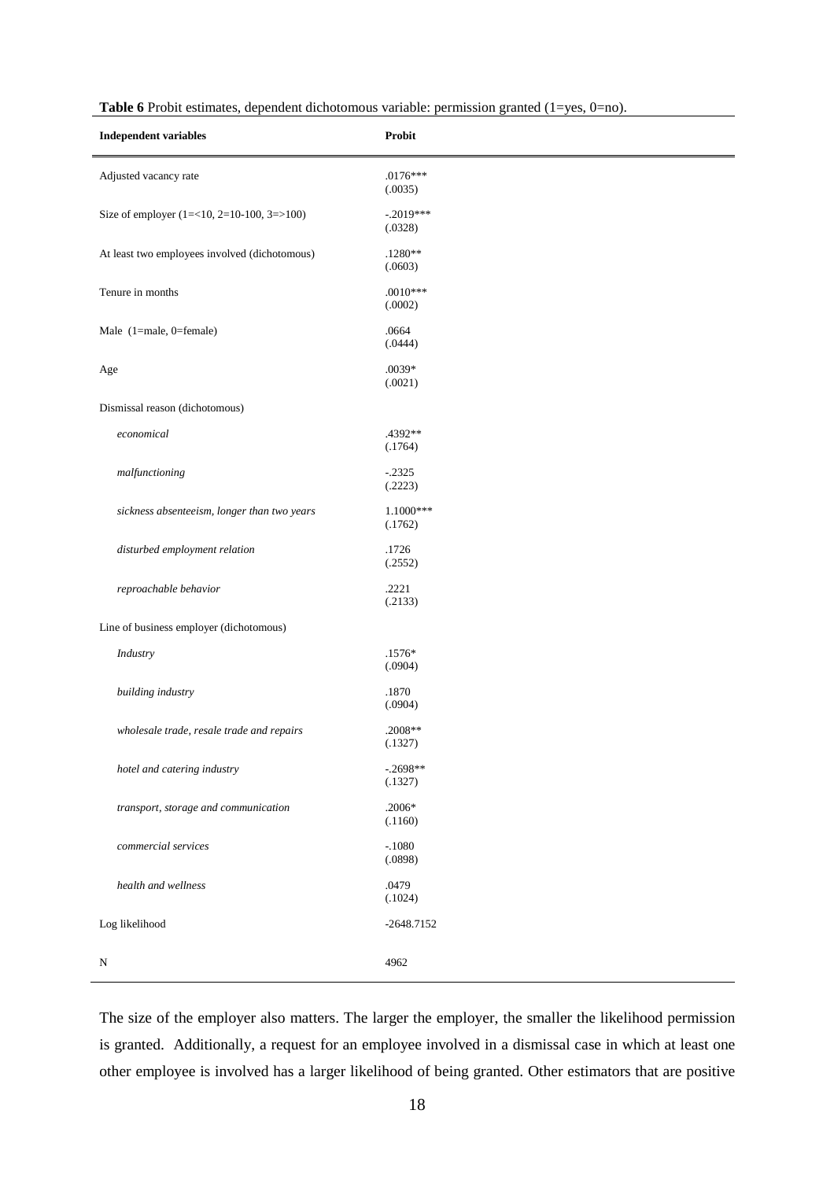**Table 6** Probit estimates, dependent dichotomous variable: permission granted (1=yes, 0=no).

| **Independent variables** | **Probit** |
|---|---|
| Adjusted vacancy rate | .0176***<br>(.0035) |
| Size of employer (1=<10, 2=10-100, 3=>100) | -.2019***<br>(.0328) |
| At least two employees involved (dichotomous) | .1280**<br>(.0603) |
| Tenure in months | .0010***<br>(.0002) |
| Male (1=male, 0=female) | .0664<br>(.0444) |
| Age | .0039*<br>(.0021) |
| Dismissal reason (dichotomous) | |
| *economical* | .4392**<br>(.1764) |
| *malfunctioning* | -.2325<br>(.2223) |
| *sickness absenteeism, longer than two years* | 1.1000***<br>(.1762) |
| *disturbed employment relation* | .1726<br>(.2552) |
| *reproachable behavior* | .2221<br>(.2133) |
| Line of business employer (dichotomous) | |
| *Industry* | .1576*<br>(.0904) |
| *building industry* | .1870<br>(.0904) |
| *wholesale trade, resale trade and repairs* | .2008**<br>(.1327) |
| *hotel and catering industry* | -.2698**<br>(.1327) |
| *transport, storage and communication* | .2006*<br>(.1160) |
| *commercial services* | -.1080<br>(.0898) |
| *health and wellness* | .0479<br>(.1024) |
| Log likelihood | -2648.7152 |
| N | 4962 |

The size of the employer also matters. The larger the employer, the smaller the likelihood permission is granted. Additionally, a request for an employee involved in a dismissal case in which at least one other employee is involved has a larger likelihood of being granted. Other estimators that are positive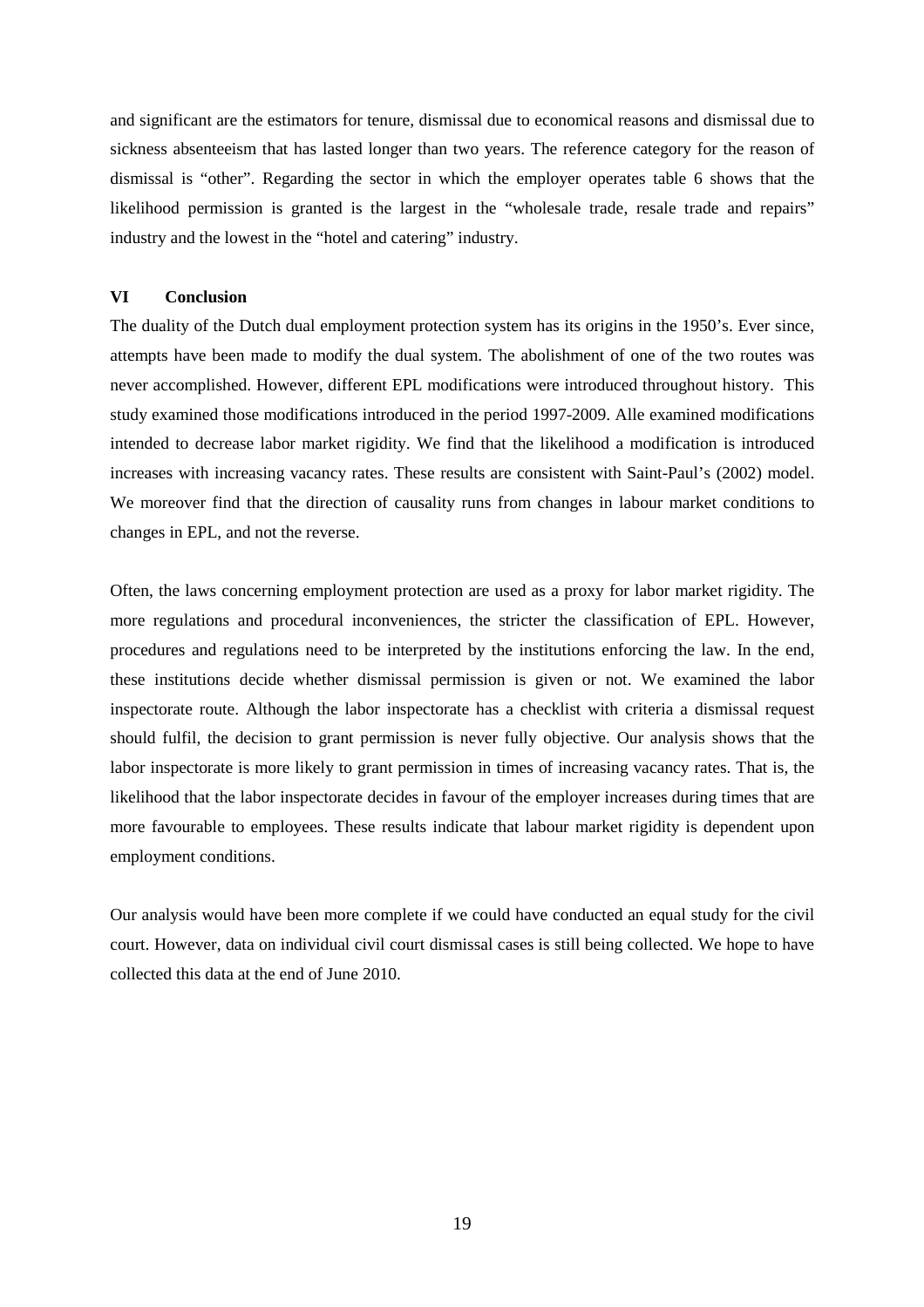and significant are the estimators for tenure, dismissal due to economical reasons and dismissal due to sickness absenteeism that has lasted longer than two years. The reference category for the reason of dismissal is "other". Regarding the sector in which the employer operates table 6 shows that the likelihood permission is granted is the largest in the "wholesale trade, resale trade and repairs" industry and the lowest in the "hotel and catering" industry.

## VI Conclusion

The duality of the Dutch dual employment protection system has its origins in the 1950's. Ever since, attempts have been made to modify the dual system. The abolishment of one of the two routes was never accomplished. However, different EPL modifications were introduced throughout history. This study examined those modifications introduced in the period 1997-2009. Alle examined modifications intended to decrease labor market rigidity. We find that the likelihood a modification is introduced increases with increasing vacancy rates. These results are consistent with Saint-Paul's (2002) model. We moreover find that the direction of causality runs from changes in labour market conditions to changes in EPL, and not the reverse.

Often, the laws concerning employment protection are used as a proxy for labor market rigidity. The more regulations and procedural inconveniences, the stricter the classification of EPL. However, procedures and regulations need to be interpreted by the institutions enforcing the law. In the end, these institutions decide whether dismissal permission is given or not. We examined the labor inspectorate route. Although the labor inspectorate has a checklist with criteria a dismissal request should fulfil, the decision to grant permission is never fully objective. Our analysis shows that the labor inspectorate is more likely to grant permission in times of increasing vacancy rates. That is, the likelihood that the labor inspectorate decides in favour of the employer increases during times that are more favourable to employees. These results indicate that labour market rigidity is dependent upon employment conditions.

Our analysis would have been more complete if we could have conducted an equal study for the civil court. However, data on individual civil court dismissal cases is still being collected. We hope to have collected this data at the end of June 2010.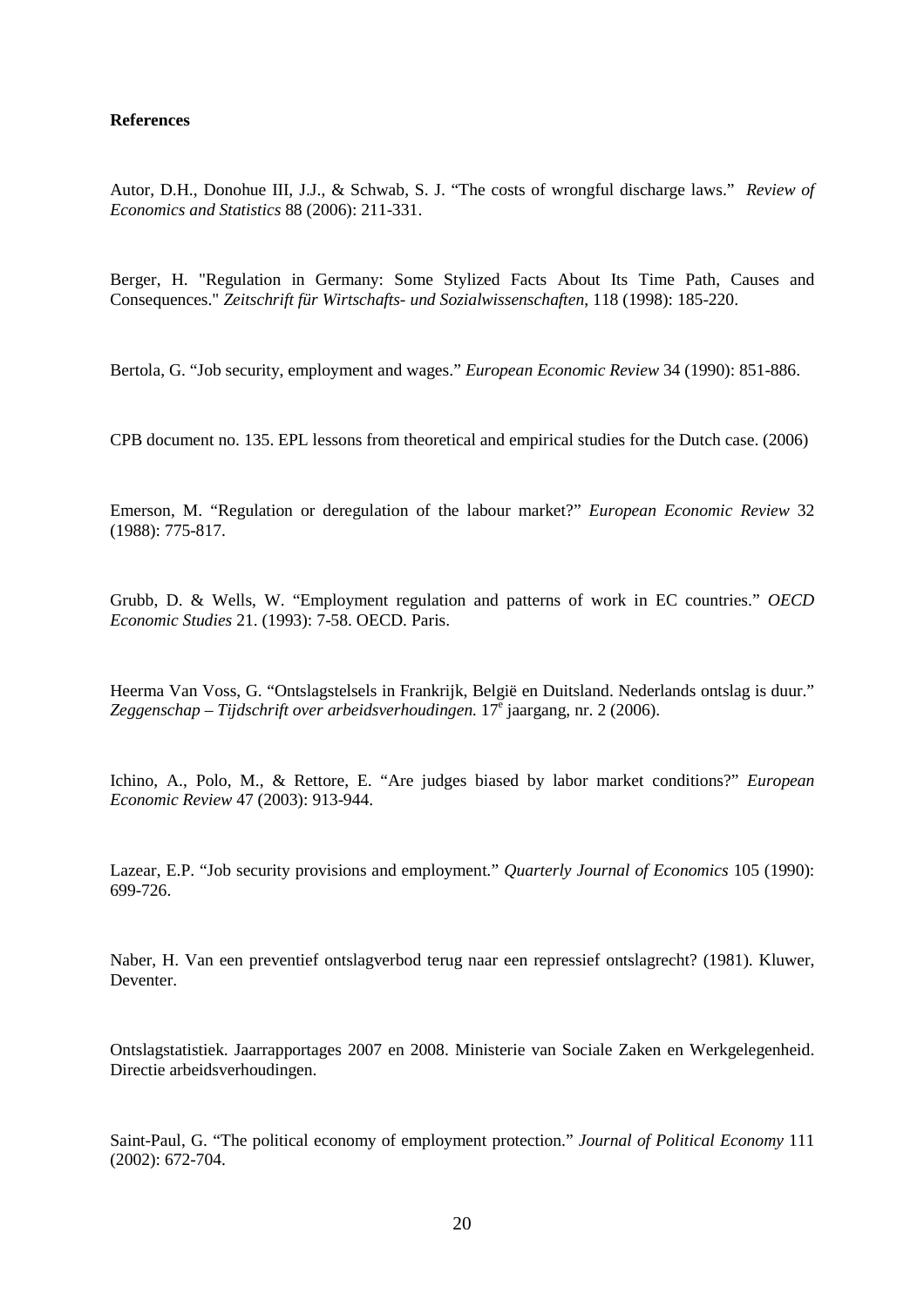**References**

Autor, D.H., Donohue III, J.J., & Schwab, S. J. "The costs of wrongful discharge laws." *Review of Economics and Statistics* 88 (2006): 211-331.

Berger, H. "Regulation in Germany: Some Stylized Facts About Its Time Path, Causes and Consequences." *Zeitschrift für Wirtschafts- und Sozialwissenschaften*, 118 (1998): 185-220.

Bertola, G. "Job security, employment and wages." *European Economic Review* 34 (1990): 851-886.

CPB document no. 135. EPL lessons from theoretical and empirical studies for the Dutch case. (2006)

Emerson, M. "Regulation or deregulation of the labour market?" *European Economic Review* 32 (1988): 775-817.

Grubb, D. & Wells, W. "Employment regulation and patterns of work in EC countries." *OECD Economic Studies* 21. (1993): 7-58. OECD. Paris.

Heerma Van Voss, G. "Ontslagstelsels in Frankrijk, België en Duitsland. Nederlands ontslag is duur." *Zeggenschap – Tijdschrift over arbeidsverhoudingen.* 17[e] jaargang, nr. 2 (2006).

Ichino, A., Polo, M., & Rettore, E. "Are judges biased by labor market conditions?" *European Economic Review* 47 (2003): 913-944.

Lazear, E.P. "Job security provisions and employment." *Quarterly Journal of Economics* 105 (1990): 699-726.

Naber, H. Van een preventief ontslagverbod terug naar een repressief ontslagrecht? (1981). Kluwer, Deventer.

Ontslagstatistiek. Jaarrapportages 2007 en 2008. Ministerie van Sociale Zaken en Werkgelegenheid. Directie arbeidsverhoudingen.

Saint-Paul, G. "The political economy of employment protection." *Journal of Political Economy* 111 (2002): 672-704.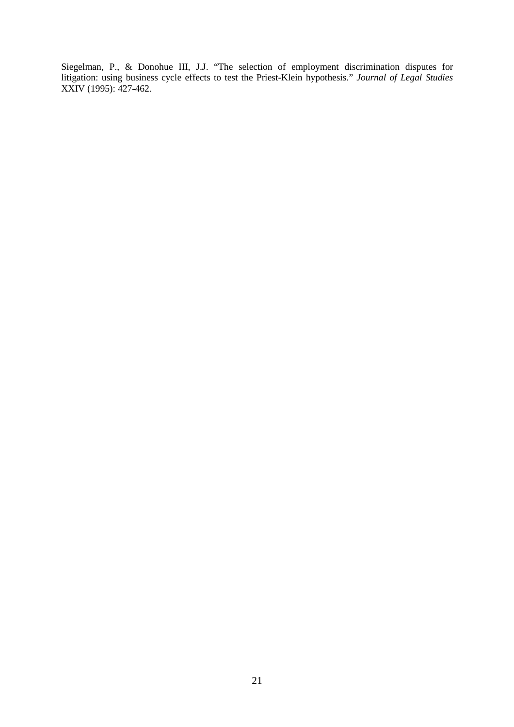Siegelman, P., & Donohue III, J.J. "The selection of employment discrimination disputes for litigation: using business cycle effects to test the Priest-Klein hypothesis." *Journal of Legal Studies* XXIV (1995): 427-462.